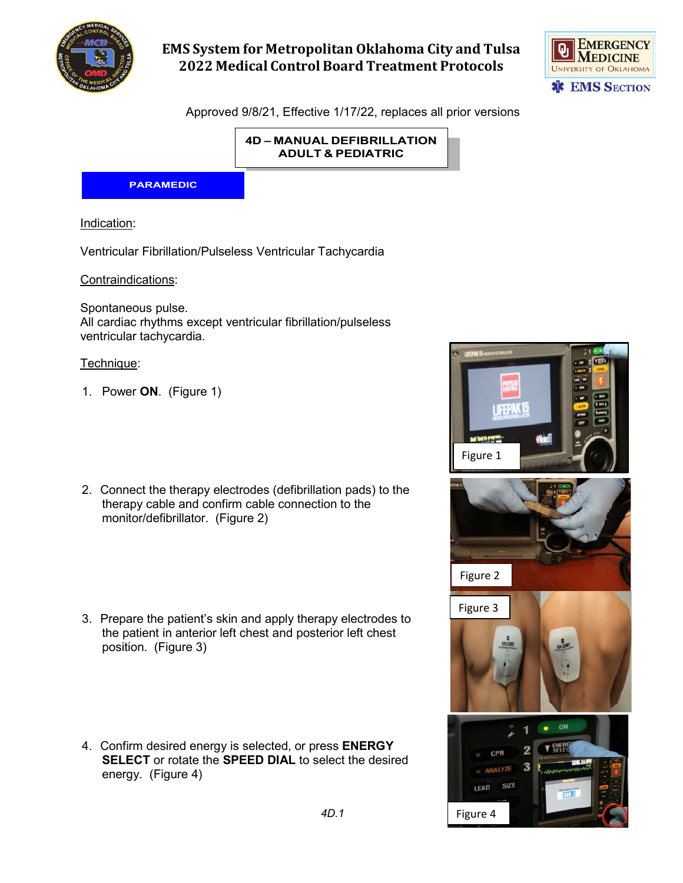EMS System for Metropolitan Oklahoma City and Tulsa
2022 Medical Control Board Treatment Protocols

Approved 9/8/21, Effective 1/17/22, replaces all prior versions

# 4D – MANUAL DEFIBRILLATION ADULT & PEDIATRIC

**PARAMEDIC**

Indication:

Ventricular Fibrillation/Pulseless Ventricular Tachycardia

Contraindications:

Spontaneous pulse.
All cardiac rhythms except ventricular fibrillation/pulseless ventricular tachycardia.

Technique:

1. Power **ON**. (Figure 1)

Figure 1

2. Connect the therapy electrodes (defibrillation pads) to the therapy cable and confirm cable connection to the monitor/defibrillator. (Figure 2)

Figure 2

3. Prepare the patient's skin and apply therapy electrodes to the patient in anterior left chest and posterior left chest position. (Figure 3)

Figure 3

4. Confirm desired energy is selected, or press **ENERGY SELECT** or rotate the **SPEED DIAL** to select the desired energy. (Figure 4)

Figure 4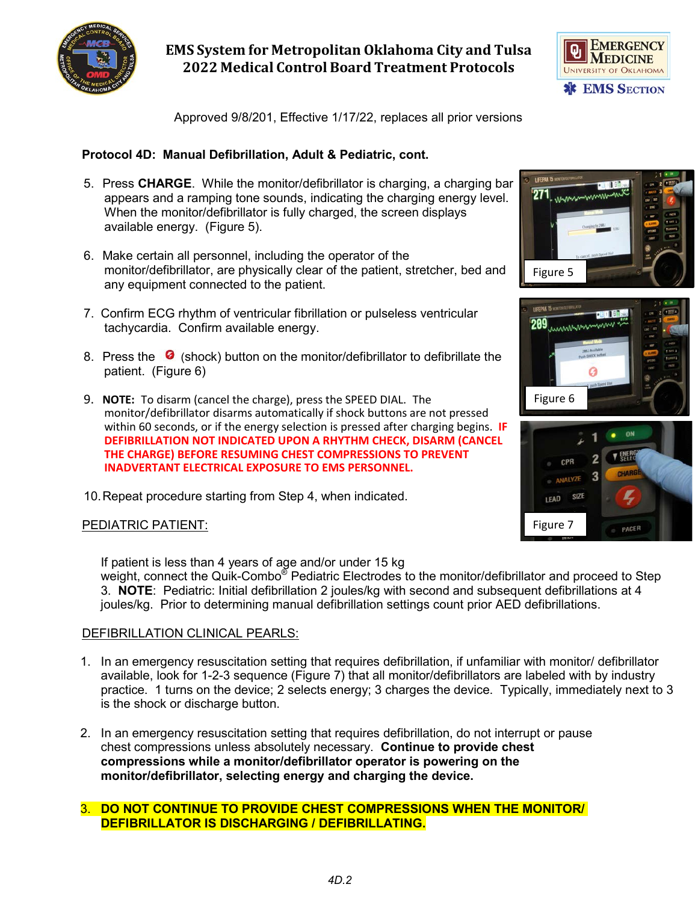**EMS System for Metropolitan Oklahoma City and Tulsa**
**2022 Medical Control Board Treatment Protocols**

Approved 9/8/201, Effective 1/17/22, replaces all prior versions

**Protocol 4D: Manual Defibrillation, Adult & Pediatric, cont.**

5. Press **CHARGE**. While the monitor/defibrillator is charging, a charging bar appears and a ramping tone sounds, indicating the charging energy level. When the monitor/defibrillator is fully charged, the screen displays available energy. (Figure 5).

6. Make certain all personnel, including the operator of the monitor/defibrillator, are physically clear of the patient, stretcher, bed and any equipment connected to the patient.

7. Confirm ECG rhythm of ventricular fibrillation or pulseless ventricular tachycardia. Confirm available energy.

8. Press the (shock) button on the monitor/defibrillator to defibrillate the patient. (Figure 6)

9. **NOTE:** To disarm (cancel the charge), press the SPEED DIAL. The monitor/defibrillator disarms automatically if shock buttons are not pressed within 60 seconds, or if the energy selection is pressed after charging begins. **IF DEFIBRILLATION NOT INDICATED UPON A RHYTHM CHECK, DISARM (CANCEL THE CHARGE) BEFORE RESUMING CHEST COMPRESSIONS TO PREVENT INADVERTANT ELECTRICAL EXPOSURE TO EMS PERSONNEL.**

10. Repeat procedure starting from Step 4, when indicated.

Figure 5

Figure 6

Figure 7

PEDIATRIC PATIENT:

If patient is less than 4 years of age and/or under 15 kg weight, connect the Quik-Combo® Pediatric Electrodes to the monitor/defibrillator and proceed to Step 3. **NOTE**: Pediatric: Initial defibrillation 2 joules/kg with second and subsequent defibrillations at 4 joules/kg. Prior to determining manual defibrillation settings count prior AED defibrillations.

DEFIBRILLATION CLINICAL PEARLS:

1. In an emergency resuscitation setting that requires defibrillation, if unfamiliar with monitor/ defibrillator available, look for 1-2-3 sequence (Figure 7) that all monitor/defibrillators are labeled with by industry practice. 1 turns on the device; 2 selects energy; 3 charges the device. Typically, immediately next to 3 is the shock or discharge button.

2. In an emergency resuscitation setting that requires defibrillation, do not interrupt or pause chest compressions unless absolutely necessary. **Continue to provide chest compressions while a monitor/defibrillator operator is powering on the monitor/defibrillator, selecting energy and charging the device.**

3. **DO NOT CONTINUE TO PROVIDE CHEST COMPRESSIONS WHEN THE MONITOR/ DEFIBRILLATOR IS DISCHARGING / DEFIBRILLATING.**